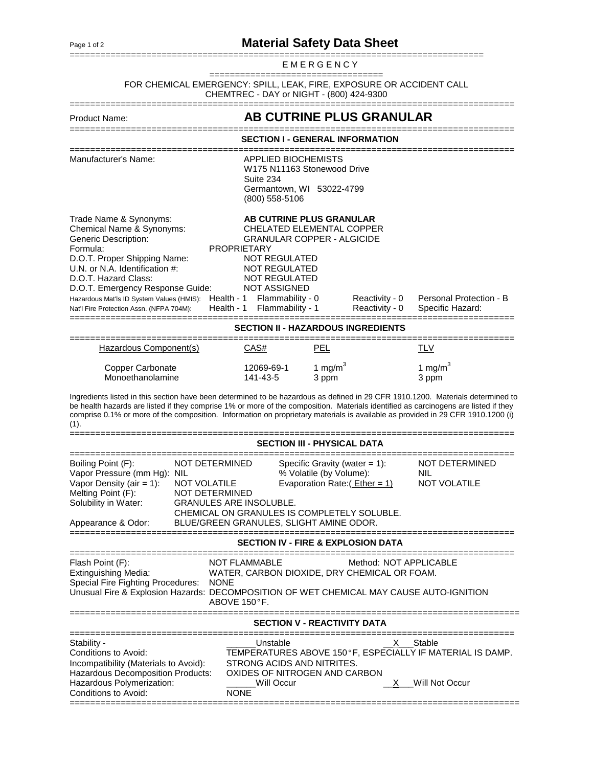# Material Safety Data Sheet

## EMERGENCY

FOR CHEMICAL EMERGENCY: SPILL, LEAK, FIRE, EXPOSURE OR ACCIDENT CALL
CHEMTREC - DAY or NIGHT - (800) 424-9300

**Product Name: AB CUTRINE PLUS GRANULAR**

## SECTION I - GENERAL INFORMATION

Manufacturer's Name: APPLIED BIOCHEMISTS
W175 N11163 Stonewood Drive
Suite 234
Germantown, WI 53022-4799
(800) 558-5106

Trade Name & Synonyms: **AB CUTRINE PLUS GRANULAR**
Chemical Name & Synonyms: CHELATED ELEMENTAL COPPER
Generic Description: GRANULAR COPPER - ALGICIDE
Formula: PROPRIETARY
D.O.T. Proper Shipping Name: NOT REGULATED
U.N. or N.A. Identification #: NOT REGULATED
D.O.T. Hazard Class: NOT REGULATED
D.O.T. Emergency Response Guide: NOT ASSIGNED
Hazardous Mat'ls ID System Values (HMIS): Health - 1 Flammability - 0 Reactivity - 0 Personal Protection - B
Nat'l Fire Protection Assn. (NFPA 704M): Health - 1 Flammability - 1 Reactivity - 0 Specific Hazard:

## SECTION II - HAZARDOUS INGREDIENTS

| Hazardous Component(s) | CAS# | PEL | TLV |
|---|---|---|---|
| Copper Carbonate | 12069-69-1 | 1 $mg/m^3$ | 1 $mg/m^3$ |
| Monoethanolamine | 141-43-5 | 3 ppm | 3 ppm |

Ingredients listed in this section have been determined to be hazardous as defined in 29 CFR 1910.1200. Materials determined to be health hazards are listed if they comprise 1% or more of the composition. Materials identified as carcinogens are listed if they comprise 0.1% or more of the composition. Information on proprietary materials is available as provided in 29 CFR 1910.1200 (i) (1).

## SECTION III - PHYSICAL DATA

Boiling Point (F): NOT DETERMINED
Specific Gravity (water = 1): NOT DETERMINED
Vapor Pressure (mm Hg): NIL
% Volatile (by Volume): NIL
Vapor Density (air = 1): NOT VOLATILE
Evaporation Rate:(Ether = 1) NOT VOLATILE
Melting Point (F): NOT DETERMINED
Solubility in Water: GRANULES ARE INSOLUBLE.
CHEMICAL ON GRANULES IS COMPLETELY SOLUBLE.
Appearance & Odor: BLUE/GREEN GRANULES, SLIGHT AMINE ODOR.

## SECTION IV - FIRE & EXPLOSION DATA

Flash Point (F): NOT FLAMMABLE Method: NOT APPLICABLE
Extinguishing Media: WATER, CARBON DIOXIDE, DRY CHEMICAL OR FOAM.
Special Fire Fighting Procedures: NONE
Unusual Fire & Explosion Hazards: DECOMPOSITION OF WET CHEMICAL MAY CAUSE AUTO-IGNITION ABOVE 150°F.

## SECTION V - REACTIVITY DATA

Stability - ______Unstable __X__Stable
Conditions to Avoid: TEMPERATURES ABOVE 150°F, ESPECIALLY IF MATERIAL IS DAMP.
Incompatibility (Materials to Avoid): STRONG ACIDS AND NITRITES.
Hazardous Decomposition Products: OXIDES OF NITROGEN AND CARBON
Hazardous Polymerization: ______Will Occur __X__Will Not Occur
Conditions to Avoid: NONE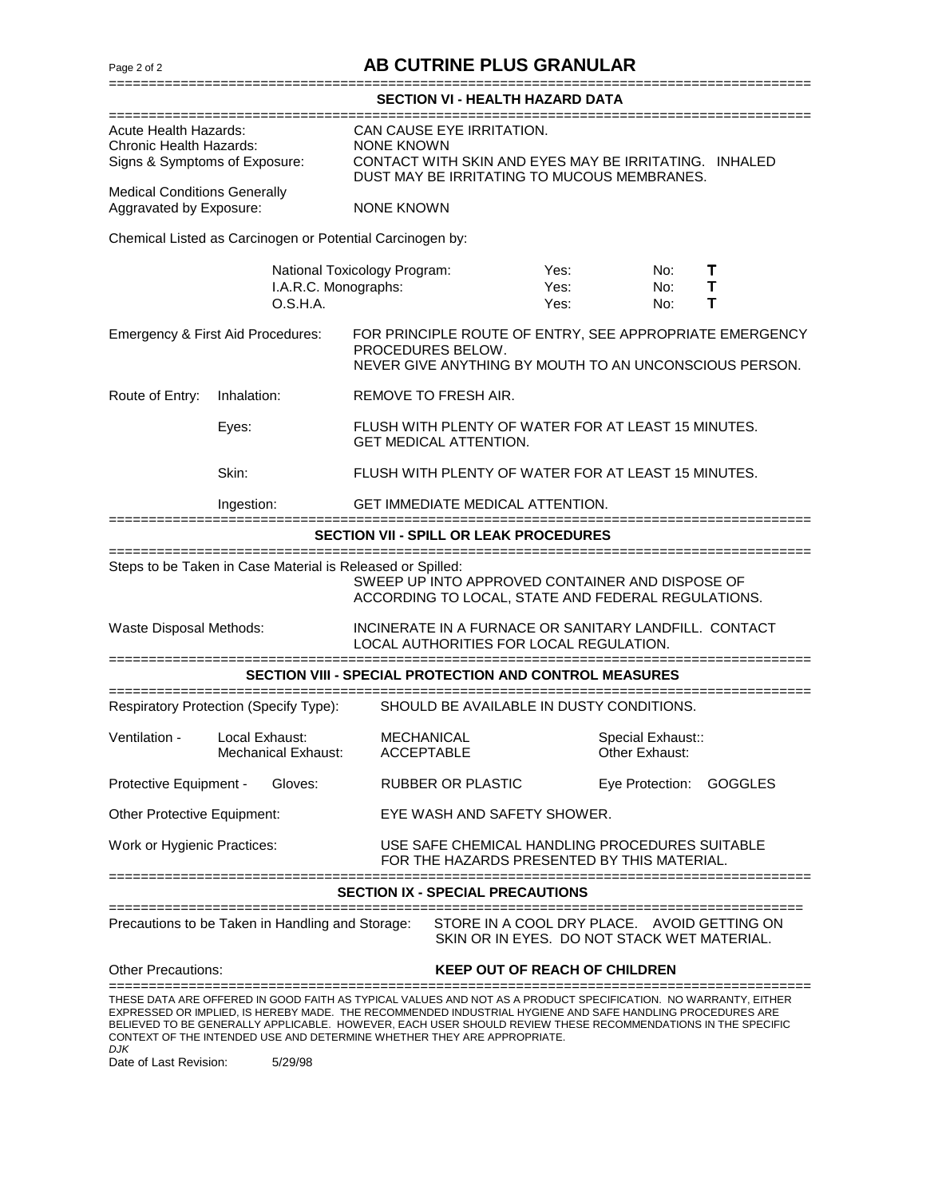# AB CUTRINE PLUS GRANULAR

## SECTION VI - HEALTH HAZARD DATA

Acute Health Hazards: CAN CAUSE EYE IRRITATION.

Chronic Health Hazards: NONE KNOWN

Signs & Symptoms of Exposure: CONTACT WITH SKIN AND EYES MAY BE IRRITATING. INHALED DUST MAY BE IRRITATING TO MUCOUS MEMBRANES.

Medical Conditions Generally Aggravated by Exposure: NONE KNOWN

Chemical Listed as Carcinogen or Potential Carcinogen by:

| | | | |
|---|---|---|---|
| National Toxicology Program: | Yes: | No: | **T** |
| I.A.R.C. Monographs: | Yes: | No: | **T** |
| O.S.H.A. | Yes: | No: | **T** |

Emergency & First Aid Procedures: FOR PRINCIPLE ROUTE OF ENTRY, SEE APPROPRIATE EMERGENCY PROCEDURES BELOW. NEVER GIVE ANYTHING BY MOUTH TO AN UNCONSCIOUS PERSON.

Route of Entry:

- Inhalation: REMOVE TO FRESH AIR.
- Eyes: FLUSH WITH PLENTY OF WATER FOR AT LEAST 15 MINUTES. GET MEDICAL ATTENTION.
- Skin: FLUSH WITH PLENTY OF WATER FOR AT LEAST 15 MINUTES.
- Ingestion: GET IMMEDIATE MEDICAL ATTENTION.

## SECTION VII - SPILL OR LEAK PROCEDURES

Steps to be Taken in Case Material is Released or Spilled: SWEEP UP INTO APPROVED CONTAINER AND DISPOSE OF ACCORDING TO LOCAL, STATE AND FEDERAL REGULATIONS.

Waste Disposal Methods: INCINERATE IN A FURNACE OR SANITARY LANDFILL. CONTACT LOCAL AUTHORITIES FOR LOCAL REGULATION.

## SECTION VIII - SPECIAL PROTECTION AND CONTROL MEASURES

Respiratory Protection (Specify Type): SHOULD BE AVAILABLE IN DUSTY CONDITIONS.

Ventilation -

- Local Exhaust: MECHANICAL
- Mechanical Exhaust: ACCEPTABLE
- Special Exhaust::
- Other Exhaust:

Protective Equipment - Gloves: RUBBER OR PLASTIC    Eye Protection: GOGGLES

Other Protective Equipment: EYE WASH AND SAFETY SHOWER.

Work or Hygienic Practices: USE SAFE CHEMICAL HANDLING PROCEDURES SUITABLE FOR THE HAZARDS PRESENTED BY THIS MATERIAL.

## SECTION IX - SPECIAL PRECAUTIONS

Precautions to be Taken in Handling and Storage: STORE IN A COOL DRY PLACE. AVOID GETTING ON SKIN OR IN EYES. DO NOT STACK WET MATERIAL.

Other Precautions: **KEEP OUT OF REACH OF CHILDREN**

THESE DATA ARE OFFERED IN GOOD FAITH AS TYPICAL VALUES AND NOT AS A PRODUCT SPECIFICATION. NO WARRANTY, EITHER EXPRESSED OR IMPLIED, IS HEREBY MADE. THE RECOMMENDED INDUSTRIAL HYGIENE AND SAFE HANDLING PROCEDURES ARE BELIEVED TO BE GENERALLY APPLICABLE. HOWEVER, EACH USER SHOULD REVIEW THESE RECOMMENDATIONS IN THE SPECIFIC CONTEXT OF THE INTENDED USE AND DETERMINE WHETHER THEY ARE APPROPRIATE.

*DJK*

Date of Last Revision: 5/29/98